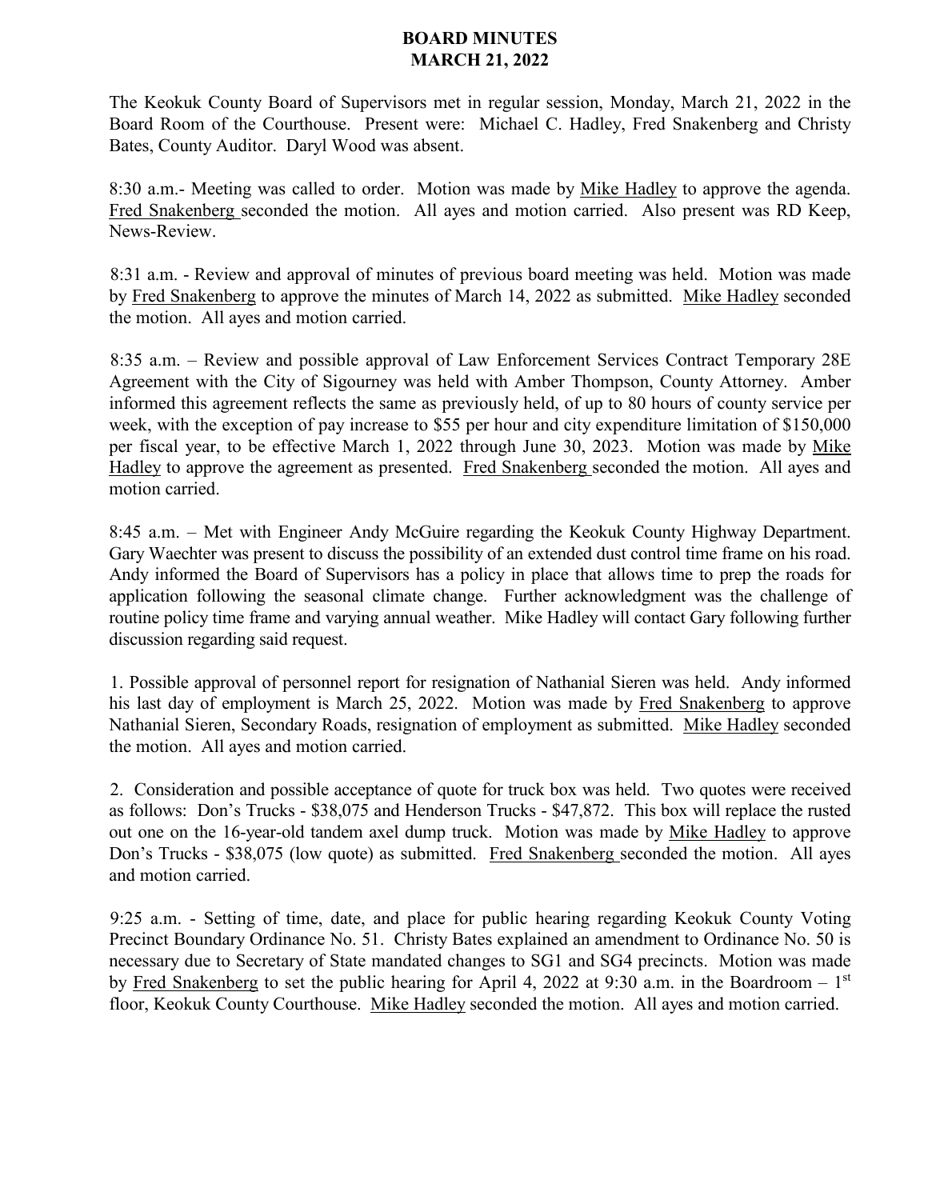# BOARD MINUTES
# MARCH 21, 2022

The Keokuk County Board of Supervisors met in regular session, Monday, March 21, 2022 in the Board Room of the Courthouse. Present were: Michael C. Hadley, Fred Snakenberg and Christy Bates, County Auditor. Daryl Wood was absent.

8:30 a.m.- Meeting was called to order. Motion was made by Mike Hadley to approve the agenda. Fred Snakenberg seconded the motion. All ayes and motion carried. Also present was RD Keep, News-Review.

8:31 a.m. - Review and approval of minutes of previous board meeting was held. Motion was made by Fred Snakenberg to approve the minutes of March 14, 2022 as submitted. Mike Hadley seconded the motion. All ayes and motion carried.

8:35 a.m. – Review and possible approval of Law Enforcement Services Contract Temporary 28E Agreement with the City of Sigourney was held with Amber Thompson, County Attorney. Amber informed this agreement reflects the same as previously held, of up to 80 hours of county service per week, with the exception of pay increase to $55 per hour and city expenditure limitation of $150,000 per fiscal year, to be effective March 1, 2022 through June 30, 2023. Motion was made by Mike Hadley to approve the agreement as presented. Fred Snakenberg seconded the motion. All ayes and motion carried.

8:45 a.m. – Met with Engineer Andy McGuire regarding the Keokuk County Highway Department. Gary Waechter was present to discuss the possibility of an extended dust control time frame on his road. Andy informed the Board of Supervisors has a policy in place that allows time to prep the roads for application following the seasonal climate change. Further acknowledgment was the challenge of routine policy time frame and varying annual weather. Mike Hadley will contact Gary following further discussion regarding said request.

1. Possible approval of personnel report for resignation of Nathanial Sieren was held. Andy informed his last day of employment is March 25, 2022. Motion was made by Fred Snakenberg to approve Nathanial Sieren, Secondary Roads, resignation of employment as submitted. Mike Hadley seconded the motion. All ayes and motion carried.

2. Consideration and possible acceptance of quote for truck box was held. Two quotes were received as follows: Don's Trucks - $38,075 and Henderson Trucks - $47,872. This box will replace the rusted out one on the 16-year-old tandem axel dump truck. Motion was made by Mike Hadley to approve Don's Trucks - $38,075 (low quote) as submitted. Fred Snakenberg seconded the motion. All ayes and motion carried.

9:25 a.m. - Setting of time, date, and place for public hearing regarding Keokuk County Voting Precinct Boundary Ordinance No. 51. Christy Bates explained an amendment to Ordinance No. 50 is necessary due to Secretary of State mandated changes to SG1 and SG4 precincts. Motion was made by Fred Snakenberg to set the public hearing for April 4, 2022 at 9:30 a.m. in the Boardroom – 1st floor, Keokuk County Courthouse. Mike Hadley seconded the motion. All ayes and motion carried.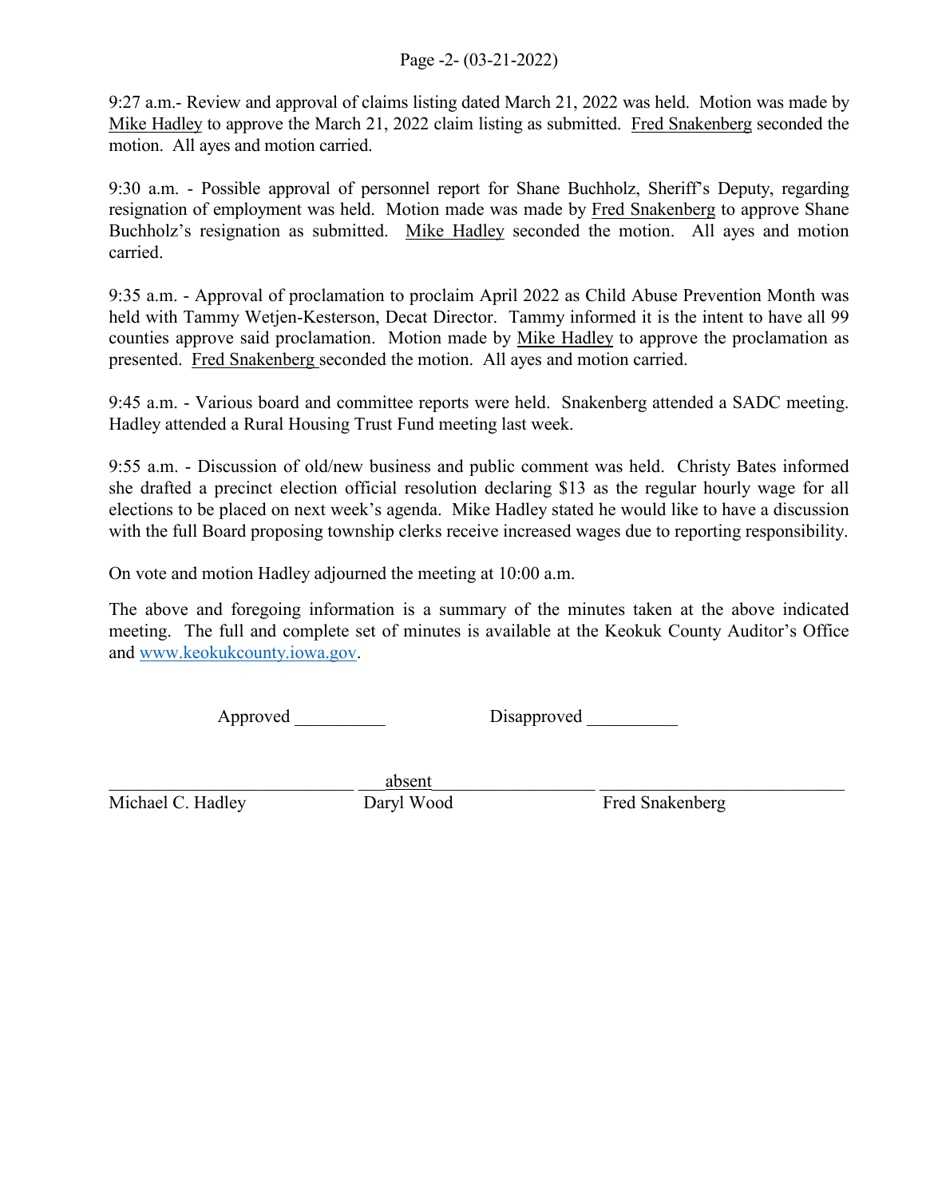9:27 a.m.- Review and approval of claims listing dated March 21, 2022 was held. Motion was made by Mike Hadley to approve the March 21, 2022 claim listing as submitted. Fred Snakenberg seconded the motion. All ayes and motion carried.

9:30 a.m. - Possible approval of personnel report for Shane Buchholz, Sheriff's Deputy, regarding resignation of employment was held. Motion made was made by Fred Snakenberg to approve Shane Buchholz's resignation as submitted. Mike Hadley seconded the motion. All ayes and motion carried.

9:35 a.m. - Approval of proclamation to proclaim April 2022 as Child Abuse Prevention Month was held with Tammy Wetjen-Kesterson, Decat Director. Tammy informed it is the intent to have all 99 counties approve said proclamation. Motion made by Mike Hadley to approve the proclamation as presented. Fred Snakenberg seconded the motion. All ayes and motion carried.

9:45 a.m. - Various board and committee reports were held. Snakenberg attended a SADC meeting. Hadley attended a Rural Housing Trust Fund meeting last week.

9:55 a.m. - Discussion of old/new business and public comment was held. Christy Bates informed she drafted a precinct election official resolution declaring $13 as the regular hourly wage for all elections to be placed on next week's agenda. Mike Hadley stated he would like to have a discussion with the full Board proposing township clerks receive increased wages due to reporting responsibility.

On vote and motion Hadley adjourned the meeting at 10:00 a.m.

The above and foregoing information is a summary of the minutes taken at the above indicated meeting. The full and complete set of minutes is available at the Keokuk County Auditor's Office and www.keokukcounty.iowa.gov.

Approved __________ Disapproved __________

| | | |
|---|---|---|
| ____________________ | absent | ____________________ |
| Michael C. Hadley | Daryl Wood | Fred Snakenberg |